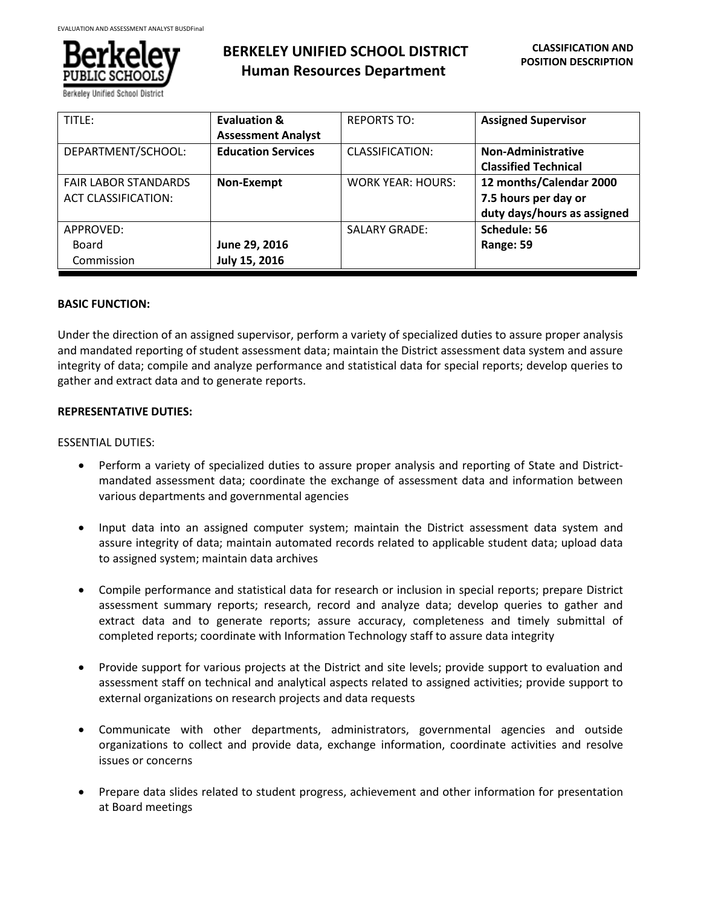# BERKELEY UNIFIED SCHOOL DISTRICT
## Human Resources Department

**CLASSIFICATION AND POSITION DESCRIPTION**

| TITLE: | **Evaluation & Assessment Analyst** | REPORTS TO: | **Assigned Supervisor** |
|---|---|---|---|
| DEPARTMENT/SCHOOL: | **Education Services** | CLASSIFICATION: | **Non-Administrative Classified Technical** |
| FAIR LABOR STANDARDS ACT CLASSIFICATION: | **Non-Exempt** | WORK YEAR: HOURS: | **12 months/Calendar 2000 7.5 hours per day or duty days/hours as assigned** |
| APPROVED: Board Commission | **June 29, 2016 July 15, 2016** | SALARY GRADE: | **Schedule: 56 Range: 59** |

**BASIC FUNCTION:**

Under the direction of an assigned supervisor, perform a variety of specialized duties to assure proper analysis and mandated reporting of student assessment data; maintain the District assessment data system and assure integrity of data; compile and analyze performance and statistical data for special reports; develop queries to gather and extract data and to generate reports.

**REPRESENTATIVE DUTIES:**

ESSENTIAL DUTIES:

- Perform a variety of specialized duties to assure proper analysis and reporting of State and District-mandated assessment data; coordinate the exchange of assessment data and information between various departments and governmental agencies

- Input data into an assigned computer system; maintain the District assessment data system and assure integrity of data; maintain automated records related to applicable student data; upload data to assigned system; maintain data archives

- Compile performance and statistical data for research or inclusion in special reports; prepare District assessment summary reports; research, record and analyze data; develop queries to gather and extract data and to generate reports; assure accuracy, completeness and timely submittal of completed reports; coordinate with Information Technology staff to assure data integrity

- Provide support for various projects at the District and site levels; provide support to evaluation and assessment staff on technical and analytical aspects related to assigned activities; provide support to external organizations on research projects and data requests

- Communicate with other departments, administrators, governmental agencies and outside organizations to collect and provide data, exchange information, coordinate activities and resolve issues or concerns

- Prepare data slides related to student progress, achievement and other information for presentation at Board meetings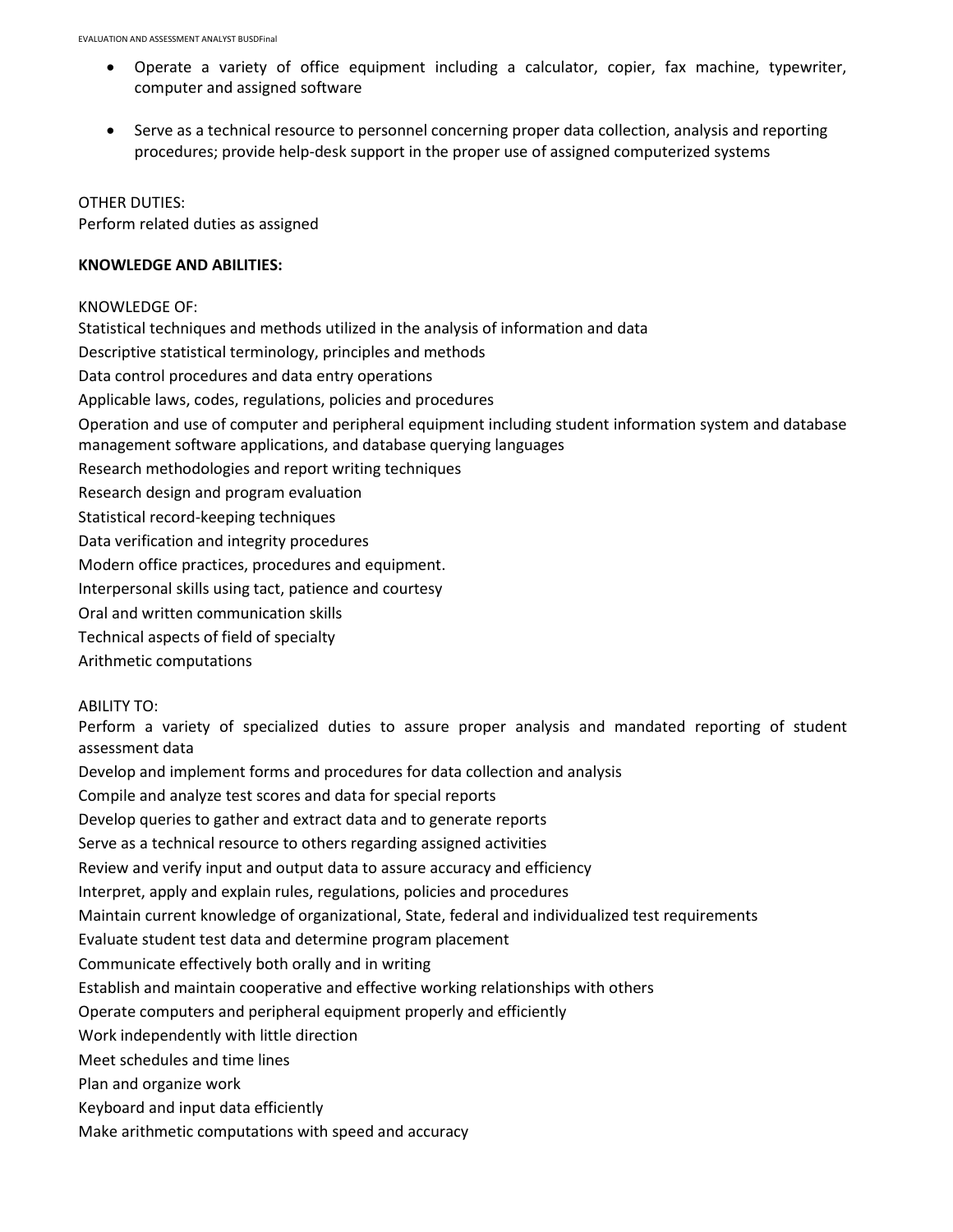- Operate a variety of office equipment including a calculator, copier, fax machine, typewriter, computer and assigned software

- Serve as a technical resource to personnel concerning proper data collection, analysis and reporting procedures; provide help-desk support in the proper use of assigned computerized systems

OTHER DUTIES:
Perform related duties as assigned

**KNOWLEDGE AND ABILITIES:**

KNOWLEDGE OF:

Statistical techniques and methods utilized in the analysis of information and data

Descriptive statistical terminology, principles and methods

Data control procedures and data entry operations

Applicable laws, codes, regulations, policies and procedures

Operation and use of computer and peripheral equipment including student information system and database management software applications, and database querying languages

Research methodologies and report writing techniques

Research design and program evaluation

Statistical record-keeping techniques

Data verification and integrity procedures

Modern office practices, procedures and equipment.

Interpersonal skills using tact, patience and courtesy

Oral and written communication skills

Technical aspects of field of specialty

Arithmetic computations

ABILITY TO:

Perform a variety of specialized duties to assure proper analysis and mandated reporting of student assessment data

Develop and implement forms and procedures for data collection and analysis

Compile and analyze test scores and data for special reports

Develop queries to gather and extract data and to generate reports

Serve as a technical resource to others regarding assigned activities

Review and verify input and output data to assure accuracy and efficiency

Interpret, apply and explain rules, regulations, policies and procedures

Maintain current knowledge of organizational, State, federal and individualized test requirements

Evaluate student test data and determine program placement

Communicate effectively both orally and in writing

Establish and maintain cooperative and effective working relationships with others

Operate computers and peripheral equipment properly and efficiently

Work independently with little direction

Meet schedules and time lines

Plan and organize work

Keyboard and input data efficiently

Make arithmetic computations with speed and accuracy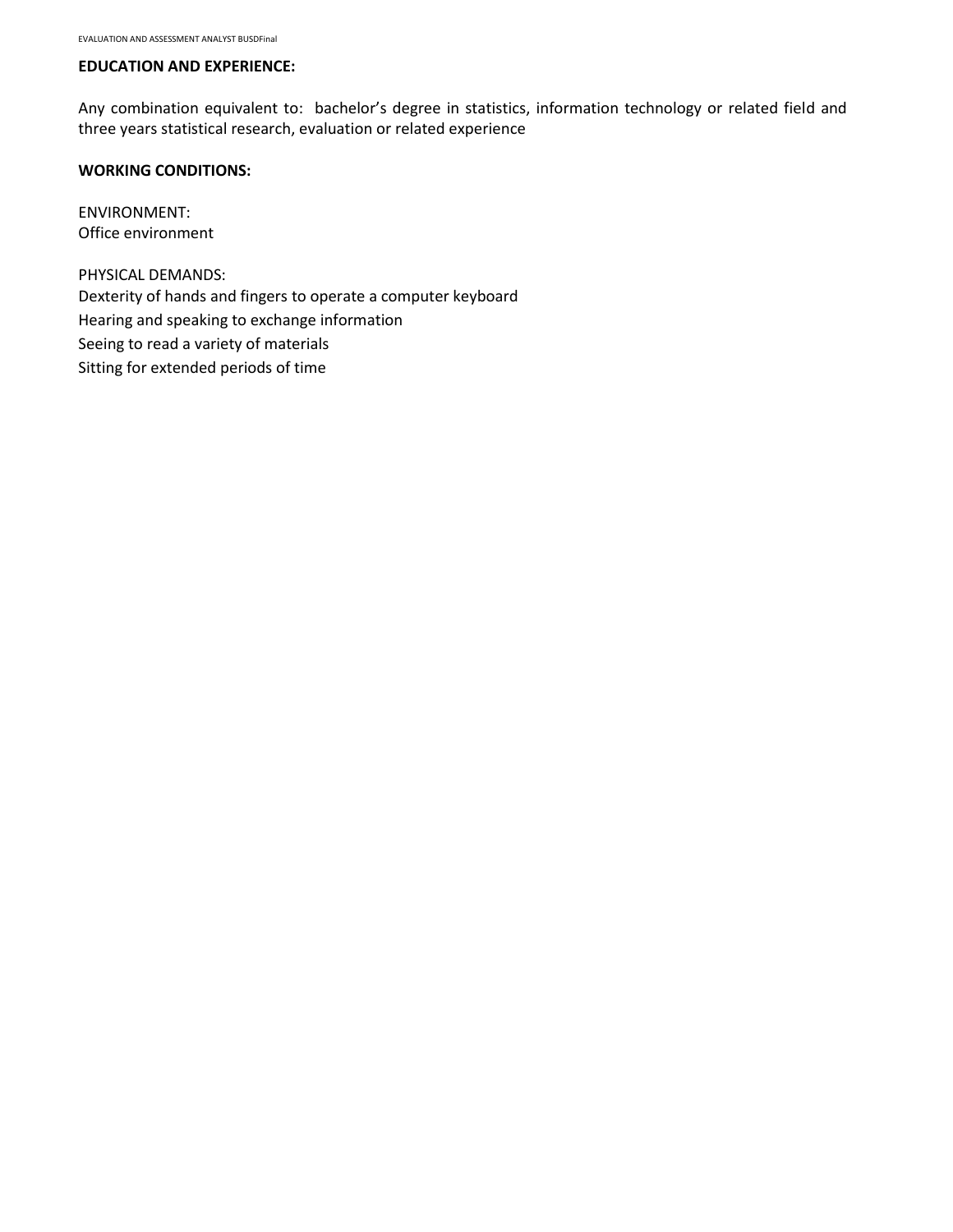**EDUCATION AND EXPERIENCE:**

Any combination equivalent to: bachelor's degree in statistics, information technology or related field and three years statistical research, evaluation or related experience

**WORKING CONDITIONS:**

ENVIRONMENT:
Office environment

PHYSICAL DEMANDS:
Dexterity of hands and fingers to operate a computer keyboard
Hearing and speaking to exchange information
Seeing to read a variety of materials
Sitting for extended periods of time